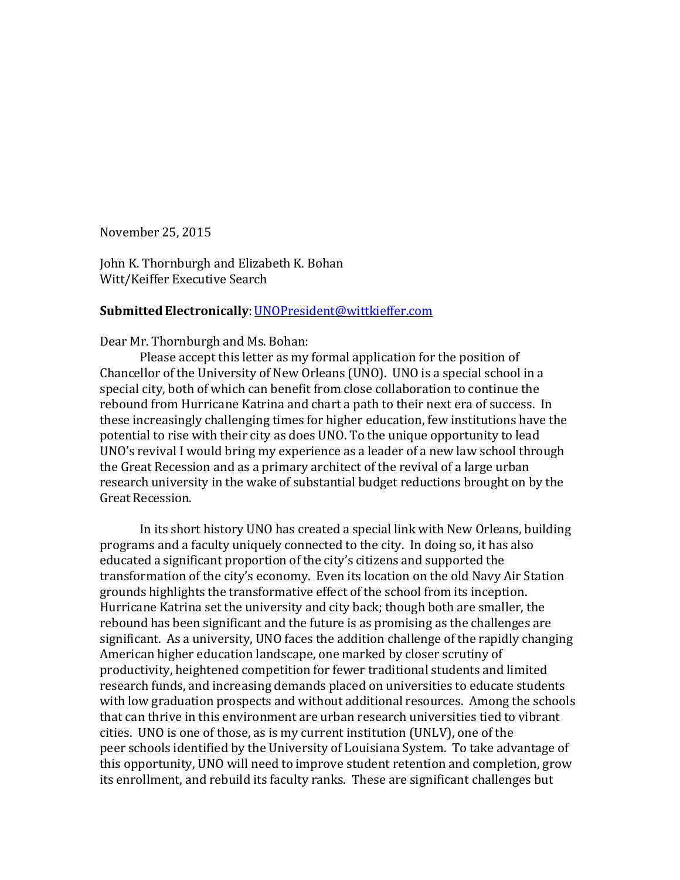November 25, 2015

John K. Thornburgh and Elizabeth K. Bohan
Witt/Keiffer Executive Search

**Submitted Electronically**: UNOPresident@wittkieffer.com

Dear Mr. Thornburgh and Ms. Bohan:

Please accept this letter as my formal application for the position of Chancellor of the University of New Orleans (UNO). UNO is a special school in a special city, both of which can benefit from close collaboration to continue the rebound from Hurricane Katrina and chart a path to their next era of success. In these increasingly challenging times for higher education, few institutions have the potential to rise with their city as does UNO. To the unique opportunity to lead UNO's revival I would bring my experience as a leader of a new law school through the Great Recession and as a primary architect of the revival of a large urban research university in the wake of substantial budget reductions brought on by the Great Recession.

In its short history UNO has created a special link with New Orleans, building programs and a faculty uniquely connected to the city. In doing so, it has also educated a significant proportion of the city's citizens and supported the transformation of the city's economy. Even its location on the old Navy Air Station grounds highlights the transformative effect of the school from its inception. Hurricane Katrina set the university and city back; though both are smaller, the rebound has been significant and the future is as promising as the challenges are significant. As a university, UNO faces the addition challenge of the rapidly changing American higher education landscape, one marked by closer scrutiny of productivity, heightened competition for fewer traditional students and limited research funds, and increasing demands placed on universities to educate students with low graduation prospects and without additional resources. Among the schools that can thrive in this environment are urban research universities tied to vibrant cities. UNO is one of those, as is my current institution (UNLV), one of the peer schools identified by the University of Louisiana System. To take advantage of this opportunity, UNO will need to improve student retention and completion, grow its enrollment, and rebuild its faculty ranks. These are significant challenges but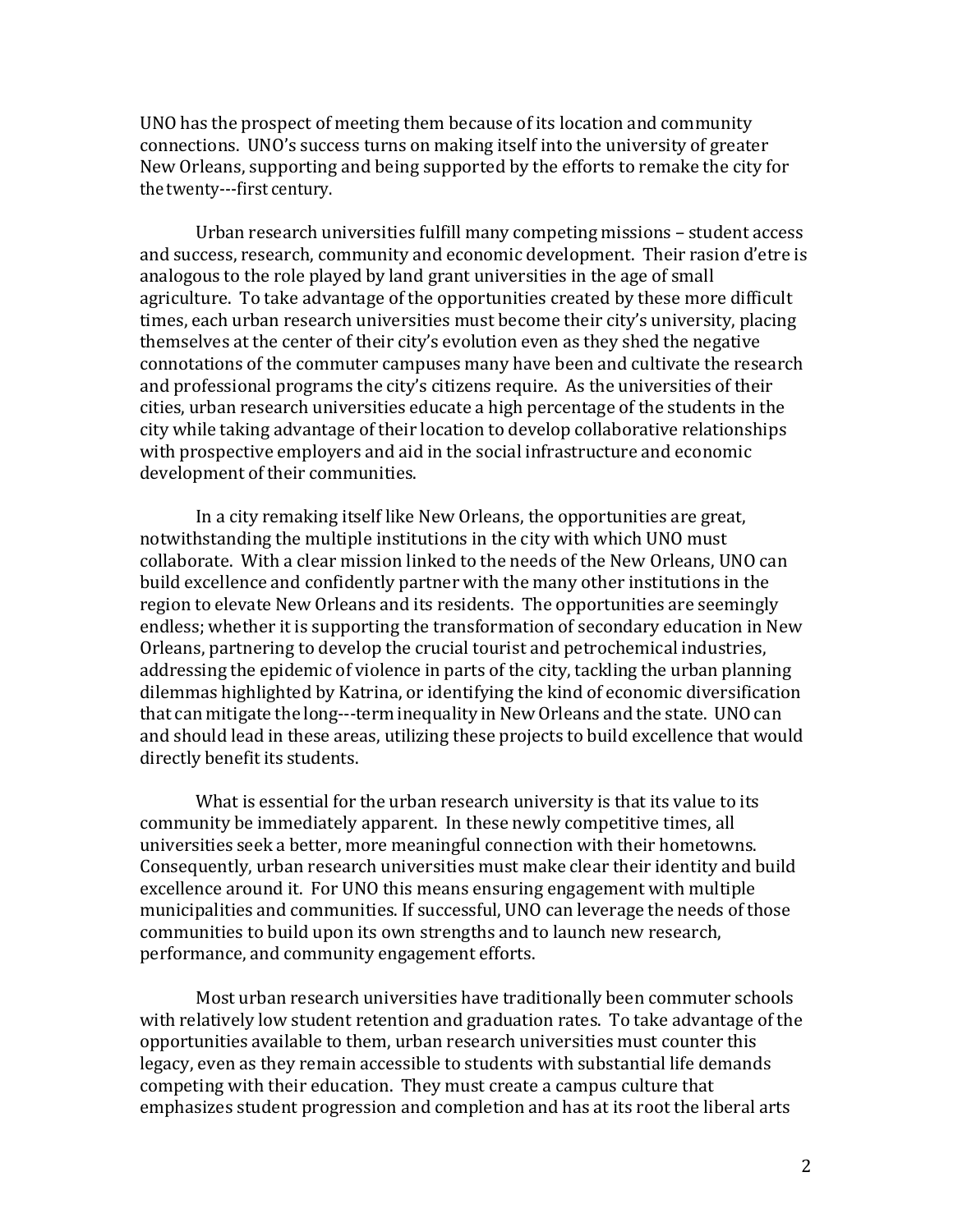UNO has the prospect of meeting them because of its location and community connections. UNO's success turns on making itself into the university of greater New Orleans, supporting and being supported by the efforts to remake the city for the twenty---first century.

Urban research universities fulfill many competing missions – student access and success, research, community and economic development. Their rasion d'etre is analogous to the role played by land grant universities in the age of small agriculture. To take advantage of the opportunities created by these more difficult times, each urban research universities must become their city's university, placing themselves at the center of their city's evolution even as they shed the negative connotations of the commuter campuses many have been and cultivate the research and professional programs the city's citizens require. As the universities of their cities, urban research universities educate a high percentage of the students in the city while taking advantage of their location to develop collaborative relationships with prospective employers and aid in the social infrastructure and economic development of their communities.

In a city remaking itself like New Orleans, the opportunities are great, notwithstanding the multiple institutions in the city with which UNO must collaborate. With a clear mission linked to the needs of the New Orleans, UNO can build excellence and confidently partner with the many other institutions in the region to elevate New Orleans and its residents. The opportunities are seemingly endless; whether it is supporting the transformation of secondary education in New Orleans, partnering to develop the crucial tourist and petrochemical industries, addressing the epidemic of violence in parts of the city, tackling the urban planning dilemmas highlighted by Katrina, or identifying the kind of economic diversification that can mitigate the long---term inequality in New Orleans and the state. UNO can and should lead in these areas, utilizing these projects to build excellence that would directly benefit its students.

What is essential for the urban research university is that its value to its community be immediately apparent. In these newly competitive times, all universities seek a better, more meaningful connection with their hometowns. Consequently, urban research universities must make clear their identity and build excellence around it. For UNO this means ensuring engagement with multiple municipalities and communities. If successful, UNO can leverage the needs of those communities to build upon its own strengths and to launch new research, performance, and community engagement efforts.

Most urban research universities have traditionally been commuter schools with relatively low student retention and graduation rates. To take advantage of the opportunities available to them, urban research universities must counter this legacy, even as they remain accessible to students with substantial life demands competing with their education. They must create a campus culture that emphasizes student progression and completion and has at its root the liberal arts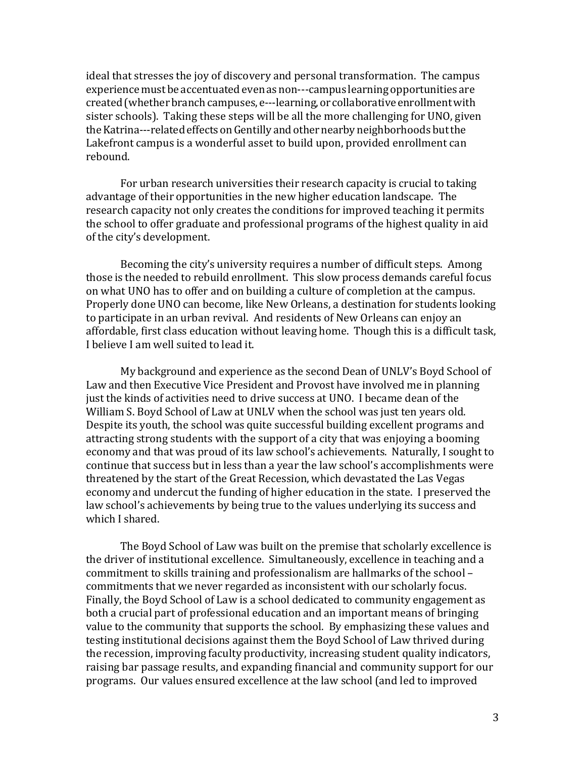ideal that stresses the joy of discovery and personal transformation. The campus experience must be accentuated even as non---campus learning opportunities are created (whether branch campuses, e---learning, or collaborative enrollment with sister schools). Taking these steps will be all the more challenging for UNO, given the Katrina---related effects on Gentilly and other nearby neighborhoods but the Lakefront campus is a wonderful asset to build upon, provided enrollment can rebound.

For urban research universities their research capacity is crucial to taking advantage of their opportunities in the new higher education landscape. The research capacity not only creates the conditions for improved teaching it permits the school to offer graduate and professional programs of the highest quality in aid of the city's development.

Becoming the city's university requires a number of difficult steps. Among those is the needed to rebuild enrollment. This slow process demands careful focus on what UNO has to offer and on building a culture of completion at the campus. Properly done UNO can become, like New Orleans, a destination for students looking to participate in an urban revival. And residents of New Orleans can enjoy an affordable, first class education without leaving home. Though this is a difficult task, I believe I am well suited to lead it.

My background and experience as the second Dean of UNLV's Boyd School of Law and then Executive Vice President and Provost have involved me in planning just the kinds of activities need to drive success at UNO. I became dean of the William S. Boyd School of Law at UNLV when the school was just ten years old. Despite its youth, the school was quite successful building excellent programs and attracting strong students with the support of a city that was enjoying a booming economy and that was proud of its law school's achievements. Naturally, I sought to continue that success but in less than a year the law school's accomplishments were threatened by the start of the Great Recession, which devastated the Las Vegas economy and undercut the funding of higher education in the state. I preserved the law school's achievements by being true to the values underlying its success and which I shared.

The Boyd School of Law was built on the premise that scholarly excellence is the driver of institutional excellence. Simultaneously, excellence in teaching and a commitment to skills training and professionalism are hallmarks of the school – commitments that we never regarded as inconsistent with our scholarly focus. Finally, the Boyd School of Law is a school dedicated to community engagement as both a crucial part of professional education and an important means of bringing value to the community that supports the school. By emphasizing these values and testing institutional decisions against them the Boyd School of Law thrived during the recession, improving faculty productivity, increasing student quality indicators, raising bar passage results, and expanding financial and community support for our programs. Our values ensured excellence at the law school (and led to improved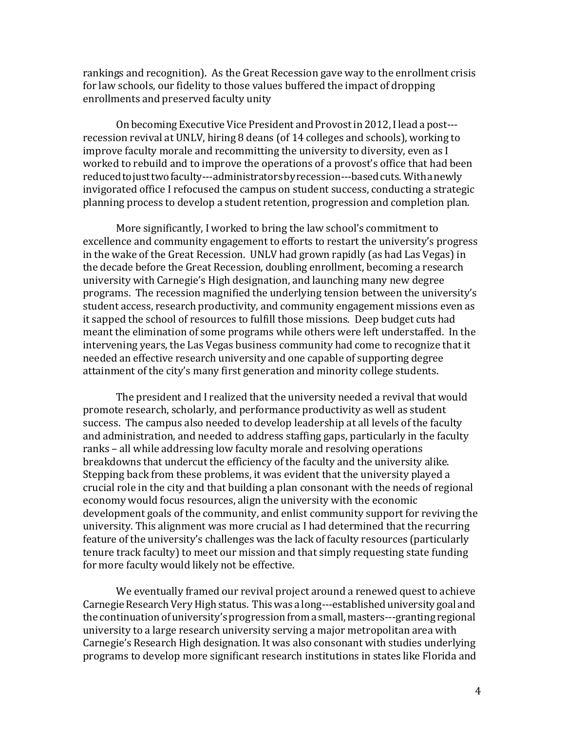rankings and recognition). As the Great Recession gave way to the enrollment crisis for law schools, our fidelity to those values buffered the impact of dropping enrollments and preserved faculty unity

On becoming Executive Vice President and Provost in 2012, I lead a post---recession revival at UNLV, hiring 8 deans (of 14 colleges and schools), working to improve faculty morale and recommitting the university to diversity, even as I worked to rebuild and to improve the operations of a provost's office that had been reduced to just two faculty---administrators by recession---based cuts. With a newly invigorated office I refocused the campus on student success, conducting a strategic planning process to develop a student retention, progression and completion plan.

More significantly, I worked to bring the law school's commitment to excellence and community engagement to efforts to restart the university's progress in the wake of the Great Recession. UNLV had grown rapidly (as had Las Vegas) in the decade before the Great Recession, doubling enrollment, becoming a research university with Carnegie's High designation, and launching many new degree programs. The recession magnified the underlying tension between the university's student access, research productivity, and community engagement missions even as it sapped the school of resources to fulfill those missions. Deep budget cuts had meant the elimination of some programs while others were left understaffed. In the intervening years, the Las Vegas business community had come to recognize that it needed an effective research university and one capable of supporting degree attainment of the city's many first generation and minority college students.

The president and I realized that the university needed a revival that would promote research, scholarly, and performance productivity as well as student success. The campus also needed to develop leadership at all levels of the faculty and administration, and needed to address staffing gaps, particularly in the faculty ranks – all while addressing low faculty morale and resolving operations breakdowns that undercut the efficiency of the faculty and the university alike. Stepping back from these problems, it was evident that the university played a crucial role in the city and that building a plan consonant with the needs of regional economy would focus resources, align the university with the economic development goals of the community, and enlist community support for reviving the university. This alignment was more crucial as I had determined that the recurring feature of the university's challenges was the lack of faculty resources (particularly tenure track faculty) to meet our mission and that simply requesting state funding for more faculty would likely not be effective.

We eventually framed our revival project around a renewed quest to achieve Carnegie Research Very High status. This was a long---established university goal and the continuation of university's progression from a small, masters---granting regional university to a large research university serving a major metropolitan area with Carnegie's Research High designation. It was also consonant with studies underlying programs to develop more significant research institutions in states like Florida and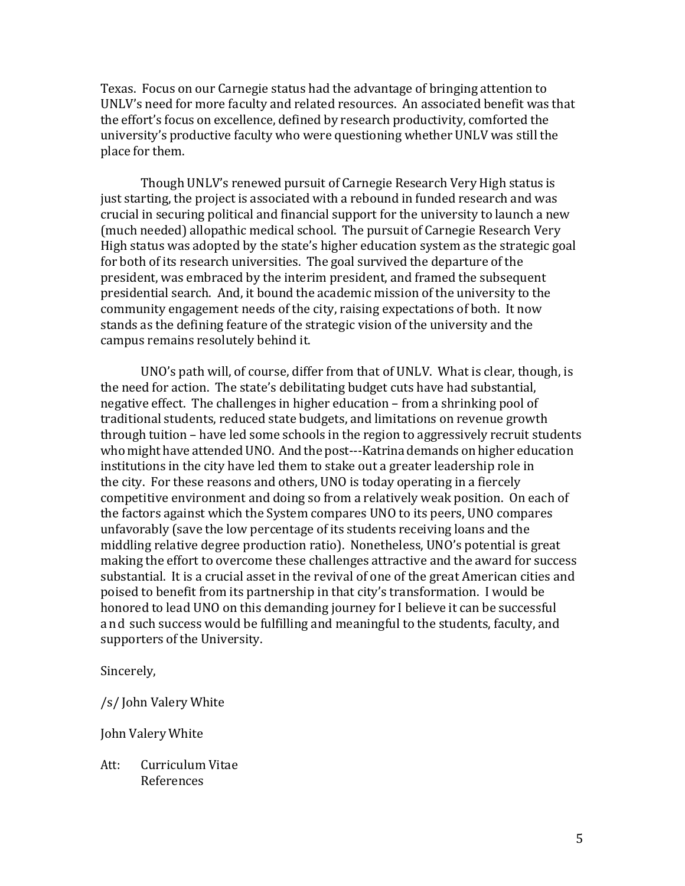Texas. Focus on our Carnegie status had the advantage of bringing attention to UNLV's need for more faculty and related resources. An associated benefit was that the effort's focus on excellence, defined by research productivity, comforted the university's productive faculty who were questioning whether UNLV was still the place for them.

Though UNLV's renewed pursuit of Carnegie Research Very High status is just starting, the project is associated with a rebound in funded research and was crucial in securing political and financial support for the university to launch a new (much needed) allopathic medical school. The pursuit of Carnegie Research Very High status was adopted by the state's higher education system as the strategic goal for both of its research universities. The goal survived the departure of the president, was embraced by the interim president, and framed the subsequent presidential search. And, it bound the academic mission of the university to the community engagement needs of the city, raising expectations of both. It now stands as the defining feature of the strategic vision of the university and the campus remains resolutely behind it.

UNO's path will, of course, differ from that of UNLV. What is clear, though, is the need for action. The state's debilitating budget cuts have had substantial, negative effect. The challenges in higher education – from a shrinking pool of traditional students, reduced state budgets, and limitations on revenue growth through tuition – have led some schools in the region to aggressively recruit students who might have attended UNO. And the post---Katrina demands on higher education institutions in the city have led them to stake out a greater leadership role in the city. For these reasons and others, UNO is today operating in a fiercely competitive environment and doing so from a relatively weak position. On each of the factors against which the System compares UNO to its peers, UNO compares unfavorably (save the low percentage of its students receiving loans and the middling relative degree production ratio). Nonetheless, UNO's potential is great making the effort to overcome these challenges attractive and the award for success substantial. It is a crucial asset in the revival of one of the great American cities and poised to benefit from its partnership in that city's transformation. I would be honored to lead UNO on this demanding journey for I believe it can be successful and such success would be fulfilling and meaningful to the students, faculty, and supporters of the University.

Sincerely,

/s/ John Valery White

John Valery White

Att: Curriculum Vitae
References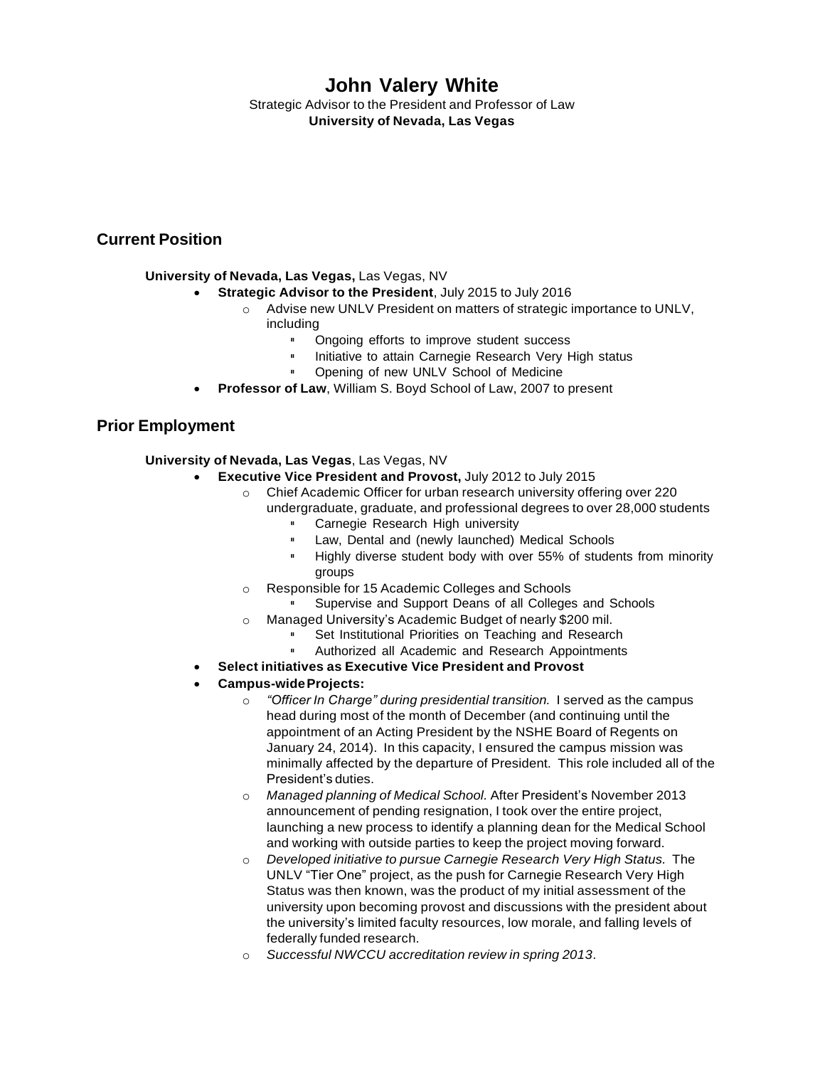# John Valery White

Strategic Advisor to the President and Professor of Law
**University of Nevada, Las Vegas**

## Current Position

**University of Nevada, Las Vegas,** Las Vegas, NV

- **Strategic Advisor to the President**, July 2015 to July 2016
  - Advise new UNLV President on matters of strategic importance to UNLV, including
    - Ongoing efforts to improve student success
    - Initiative to attain Carnegie Research Very High status
    - Opening of new UNLV School of Medicine
- **Professor of Law**, William S. Boyd School of Law, 2007 to present

## Prior Employment

**University of Nevada, Las Vegas**, Las Vegas, NV

- **Executive Vice President and Provost,** July 2012 to July 2015
  - Chief Academic Officer for urban research university offering over 220 undergraduate, graduate, and professional degrees to over 28,000 students
    - Carnegie Research High university
    - Law, Dental and (newly launched) Medical Schools
    - Highly diverse student body with over 55% of students from minority groups
  - Responsible for 15 Academic Colleges and Schools
    - Supervise and Support Deans of all Colleges and Schools
  - Managed University's Academic Budget of nearly $200 mil.
    - Set Institutional Priorities on Teaching and Research
    - Authorized all Academic and Research Appointments
- **Select initiatives as Executive Vice President and Provost**
- **Campus-wide Projects:**
  - *"Officer In Charge" during presidential transition.* I served as the campus head during most of the month of December (and continuing until the appointment of an Acting President by the NSHE Board of Regents on January 24, 2014). In this capacity, I ensured the campus mission was minimally affected by the departure of President. This role included all of the President's duties.
  - *Managed planning of Medical School.* After President's November 2013 announcement of pending resignation, I took over the entire project, launching a new process to identify a planning dean for the Medical School and working with outside parties to keep the project moving forward.
  - *Developed initiative to pursue Carnegie Research Very High Status.* The UNLV "Tier One" project, as the push for Carnegie Research Very High Status was then known, was the product of my initial assessment of the university upon becoming provost and discussions with the president about the university's limited faculty resources, low morale, and falling levels of federally funded research.
  - *Successful NWCCU accreditation review in spring 2013*.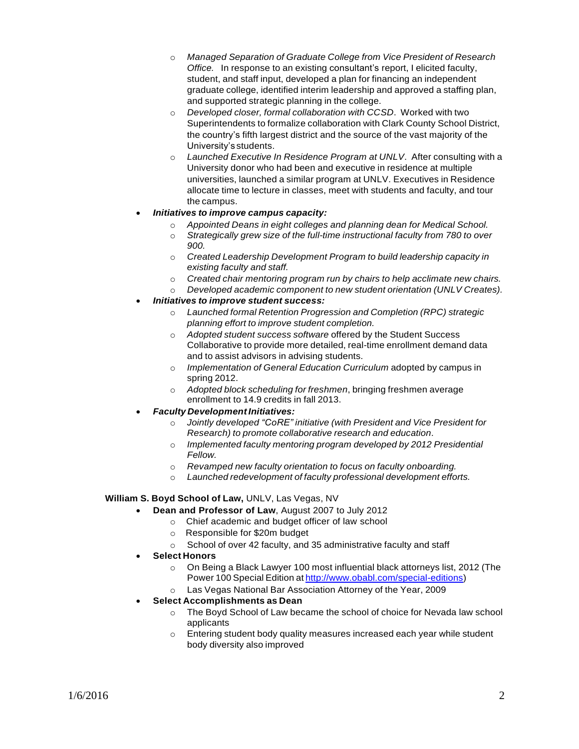- *Managed Separation of Graduate College from Vice President of Research Office.* In response to an existing consultant's report, I elicited faculty, student, and staff input, developed a plan for financing an independent graduate college, identified interim leadership and approved a staffing plan, and supported strategic planning in the college.
- *Developed closer, formal collaboration with CCSD*. Worked with two Superintendents to formalize collaboration with Clark County School District, the country's fifth largest district and the source of the vast majority of the University's students.
- *Launched Executive In Residence Program at UNLV*. After consulting with a University donor who had been and executive in residence at multiple universities, launched a similar program at UNLV. Executives in Residence allocate time to lecture in classes, meet with students and faculty, and tour the campus.

- ***Initiatives to improve campus capacity:***
  - *Appointed Deans in eight colleges and planning dean for Medical School.*
  - *Strategically grew size of the full-time instructional faculty from 780 to over 900.*
  - *Created Leadership Development Program to build leadership capacity in existing faculty and staff.*
  - *Created chair mentoring program run by chairs to help acclimate new chairs.*
  - *Developed academic component to new student orientation (UNLV Creates).*
- ***Initiatives to improve student success:***
  - *Launched formal Retention Progression and Completion (RPC) strategic planning effort to improve student completion.*
  - *Adopted student success software* offered by the Student Success Collaborative to provide more detailed, real-time enrollment demand data and to assist advisors in advising students.
  - *Implementation of General Education Curriculum* adopted by campus in spring 2012.
  - *Adopted block scheduling for freshmen*, bringing freshmen average enrollment to 14.9 credits in fall 2013.
- ***Faculty Development Initiatives:***
  - *Jointly developed "CoRE" initiative (with President and Vice President for Research) to promote collaborative research and education*.
  - *Implemented faculty mentoring program developed by 2012 Presidential Fellow.*
  - *Revamped new faculty orientation to focus on faculty onboarding.*
  - *Launched redevelopment of faculty professional development efforts.*

**William S. Boyd School of Law,** UNLV, Las Vegas, NV

- **Dean and Professor of Law**, August 2007 to July 2012
  - Chief academic and budget officer of law school
  - Responsible for $20m budget
  - School of over 42 faculty, and 35 administrative faculty and staff
- **Select Honors**
  - On Being a Black Lawyer 100 most influential black attorneys list, 2012 (The Power 100 Special Edition at http://www.obabl.com/special-editions)
  - Las Vegas National Bar Association Attorney of the Year, 2009
- **Select Accomplishments as Dean**
  - The Boyd School of Law became the school of choice for Nevada law school applicants
  - Entering student body quality measures increased each year while student body diversity also improved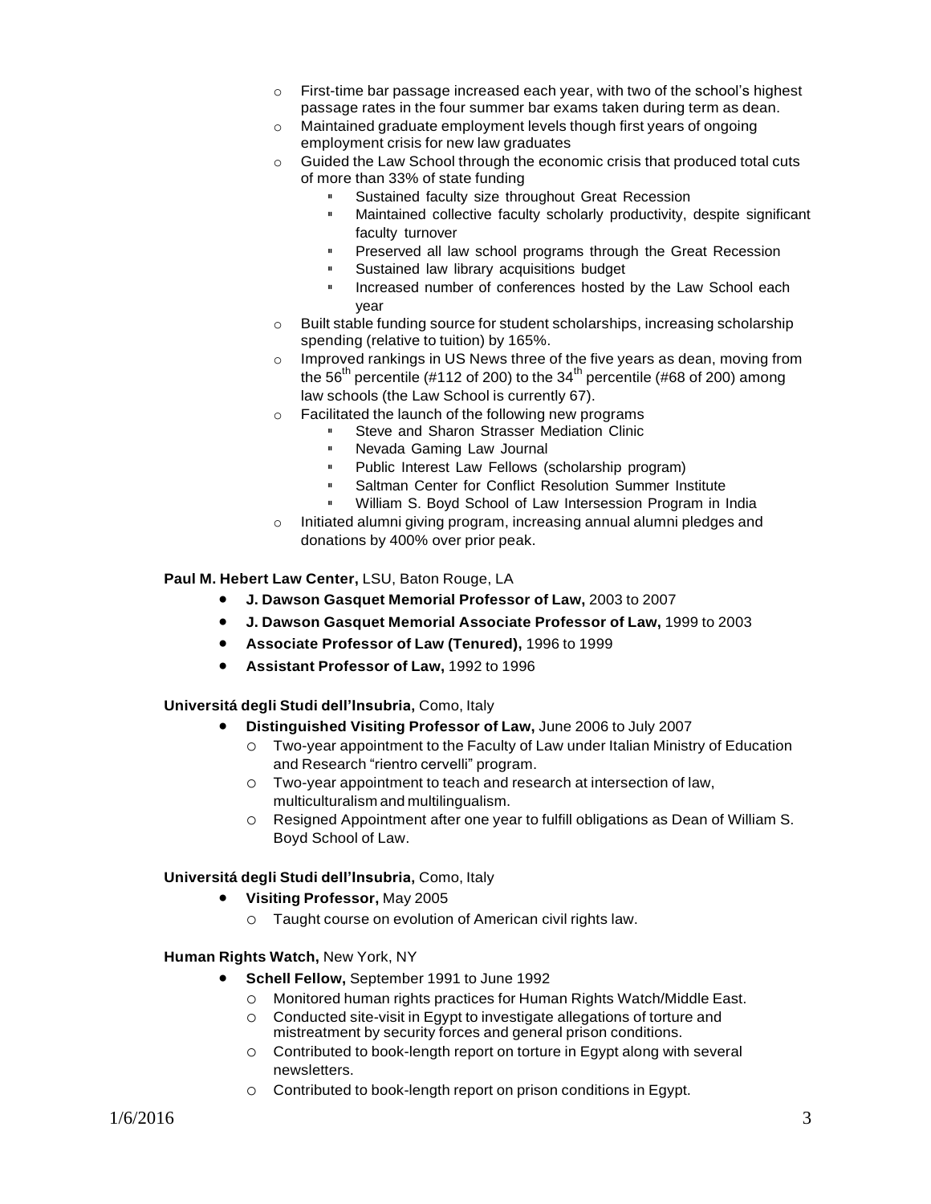- First-time bar passage increased each year, with two of the school's highest passage rates in the four summer bar exams taken during term as dean.
- Maintained graduate employment levels though first years of ongoing employment crisis for new law graduates
- Guided the Law School through the economic crisis that produced total cuts of more than 33% of state funding
  - Sustained faculty size throughout Great Recession
  - Maintained collective faculty scholarly productivity, despite significant faculty turnover
  - Preserved all law school programs through the Great Recession
  - Sustained law library acquisitions budget
  - Increased number of conferences hosted by the Law School each year
- Built stable funding source for student scholarships, increasing scholarship spending (relative to tuition) by 165%.
- Improved rankings in US News three of the five years as dean, moving from the 56th percentile (#112 of 200) to the 34th percentile (#68 of 200) among law schools (the Law School is currently 67).
- Facilitated the launch of the following new programs
  - Steve and Sharon Strasser Mediation Clinic
  - Nevada Gaming Law Journal
  - Public Interest Law Fellows (scholarship program)
  - Saltman Center for Conflict Resolution Summer Institute
  - William S. Boyd School of Law Intersession Program in India
- Initiated alumni giving program, increasing annual alumni pledges and donations by 400% over prior peak.

**Paul M. Hebert Law Center,** LSU, Baton Rouge, LA

- **J. Dawson Gasquet Memorial Professor of Law,** 2003 to 2007
- **J. Dawson Gasquet Memorial Associate Professor of Law,** 1999 to 2003
- **Associate Professor of Law (Tenured),** 1996 to 1999
- **Assistant Professor of Law,** 1992 to 1996

**Universitá degli Studi dell'Insubria,** Como, Italy

- **Distinguished Visiting Professor of Law,** June 2006 to July 2007
  - Two-year appointment to the Faculty of Law under Italian Ministry of Education and Research "rientro cervelli" program.
  - Two-year appointment to teach and research at intersection of law, multiculturalism and multilingualism.
  - Resigned Appointment after one year to fulfill obligations as Dean of William S. Boyd School of Law.

**Universitá degli Studi dell'Insubria,** Como, Italy

- **Visiting Professor,** May 2005
  - Taught course on evolution of American civil rights law.

**Human Rights Watch,** New York, NY

- **Schell Fellow,** September 1991 to June 1992
  - Monitored human rights practices for Human Rights Watch/Middle East.
  - Conducted site-visit in Egypt to investigate allegations of torture and mistreatment by security forces and general prison conditions.
  - Contributed to book-length report on torture in Egypt along with several newsletters.
  - Contributed to book-length report on prison conditions in Egypt.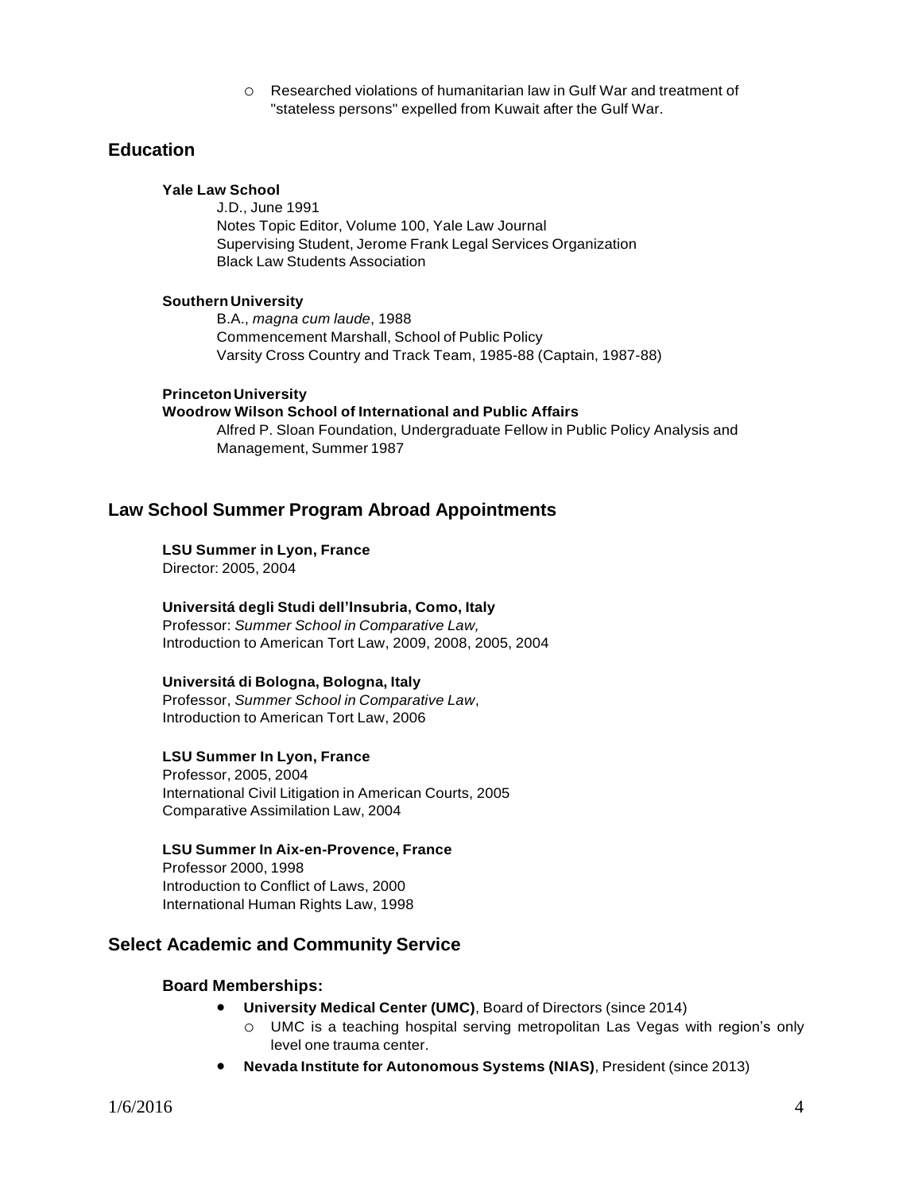- Researched violations of humanitarian law in Gulf War and treatment of "stateless persons" expelled from Kuwait after the Gulf War.

## Education

**Yale Law School**

J.D., June 1991
Notes Topic Editor, Volume 100, Yale Law Journal
Supervising Student, Jerome Frank Legal Services Organization
Black Law Students Association

**Southern University**

B.A., *magna cum laude*, 1988
Commencement Marshall, School of Public Policy
Varsity Cross Country and Track Team, 1985-88 (Captain, 1987-88)

**Princeton University**
**Woodrow Wilson School of International and Public Affairs**

Alfred P. Sloan Foundation, Undergraduate Fellow in Public Policy Analysis and Management, Summer 1987

## Law School Summer Program Abroad Appointments

**LSU Summer in Lyon, France**
Director: 2005, 2004

**Universitá degli Studi dell'Insubria, Como, Italy**
Professor: *Summer School in Comparative Law,*
Introduction to American Tort Law, 2009, 2008, 2005, 2004

**Universitá di Bologna, Bologna, Italy**
Professor, *Summer School in Comparative Law*,
Introduction to American Tort Law, 2006

**LSU Summer In Lyon, France**
Professor, 2005, 2004
International Civil Litigation in American Courts, 2005
Comparative Assimilation Law, 2004

**LSU Summer In Aix-en-Provence, France**
Professor 2000, 1998
Introduction to Conflict of Laws, 2000
International Human Rights Law, 1998

## Select Academic and Community Service

### Board Memberships:

- **University Medical Center (UMC)**, Board of Directors (since 2014)
  - UMC is a teaching hospital serving metropolitan Las Vegas with region's only level one trauma center.
- **Nevada Institute for Autonomous Systems (NIAS)**, President (since 2013)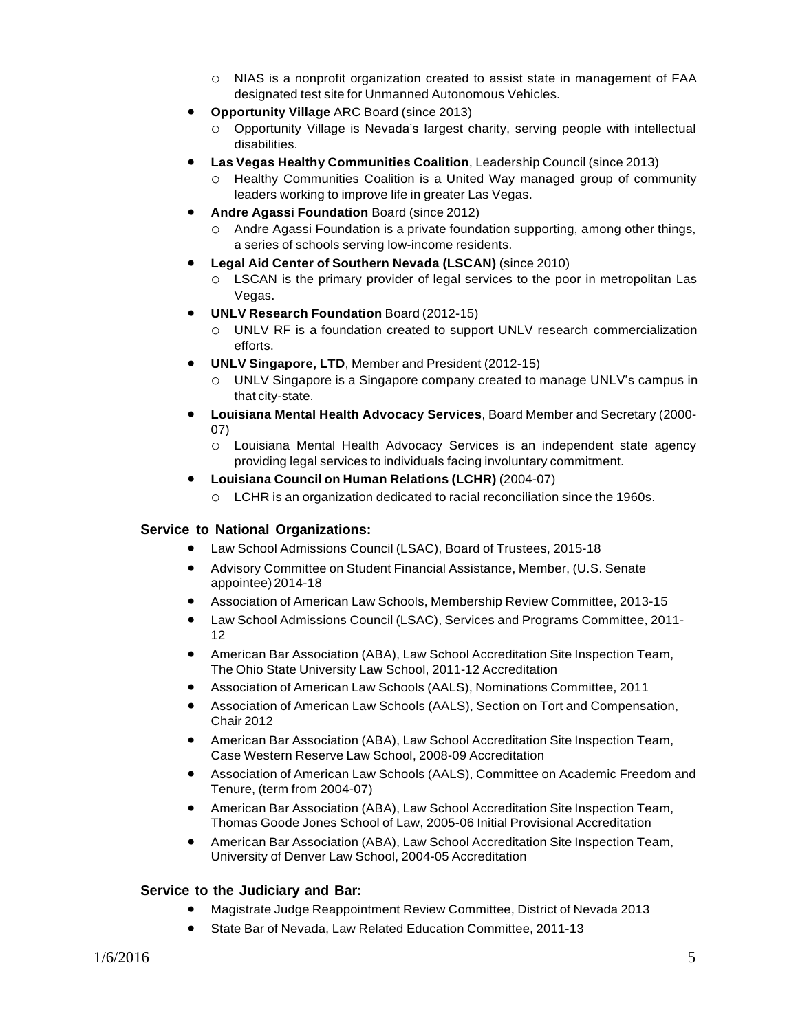- NIAS is a nonprofit organization created to assist state in management of FAA designated test site for Unmanned Autonomous Vehicles.
- **Opportunity Village** ARC Board (since 2013)
  - Opportunity Village is Nevada's largest charity, serving people with intellectual disabilities.
- **Las Vegas Healthy Communities Coalition**, Leadership Council (since 2013)
  - Healthy Communities Coalition is a United Way managed group of community leaders working to improve life in greater Las Vegas.
- **Andre Agassi Foundation** Board (since 2012)
  - Andre Agassi Foundation is a private foundation supporting, among other things, a series of schools serving low-income residents.
- **Legal Aid Center of Southern Nevada (LSCAN)** (since 2010)
  - LSCAN is the primary provider of legal services to the poor in metropolitan Las Vegas.
- **UNLV Research Foundation** Board (2012-15)
  - UNLV RF is a foundation created to support UNLV research commercialization efforts.
- **UNLV Singapore, LTD**, Member and President (2012-15)
  - UNLV Singapore is a Singapore company created to manage UNLV's campus in that city-state.
- **Louisiana Mental Health Advocacy Services**, Board Member and Secretary (2000-07)
  - Louisiana Mental Health Advocacy Services is an independent state agency providing legal services to individuals facing involuntary commitment.
- **Louisiana Council on Human Relations (LCHR)** (2004-07)
  - LCHR is an organization dedicated to racial reconciliation since the 1960s.

### Service to National Organizations:

- Law School Admissions Council (LSAC), Board of Trustees, 2015-18
- Advisory Committee on Student Financial Assistance, Member, (U.S. Senate appointee) 2014-18
- Association of American Law Schools, Membership Review Committee, 2013-15
- Law School Admissions Council (LSAC), Services and Programs Committee, 2011-12
- American Bar Association (ABA), Law School Accreditation Site Inspection Team, The Ohio State University Law School, 2011-12 Accreditation
- Association of American Law Schools (AALS), Nominations Committee, 2011
- Association of American Law Schools (AALS), Section on Tort and Compensation, Chair 2012
- American Bar Association (ABA), Law School Accreditation Site Inspection Team, Case Western Reserve Law School, 2008-09 Accreditation
- Association of American Law Schools (AALS), Committee on Academic Freedom and Tenure, (term from 2004-07)
- American Bar Association (ABA), Law School Accreditation Site Inspection Team, Thomas Goode Jones School of Law, 2005-06 Initial Provisional Accreditation
- American Bar Association (ABA), Law School Accreditation Site Inspection Team, University of Denver Law School, 2004-05 Accreditation

### Service to the Judiciary and Bar:

- Magistrate Judge Reappointment Review Committee, District of Nevada 2013
- State Bar of Nevada, Law Related Education Committee, 2011-13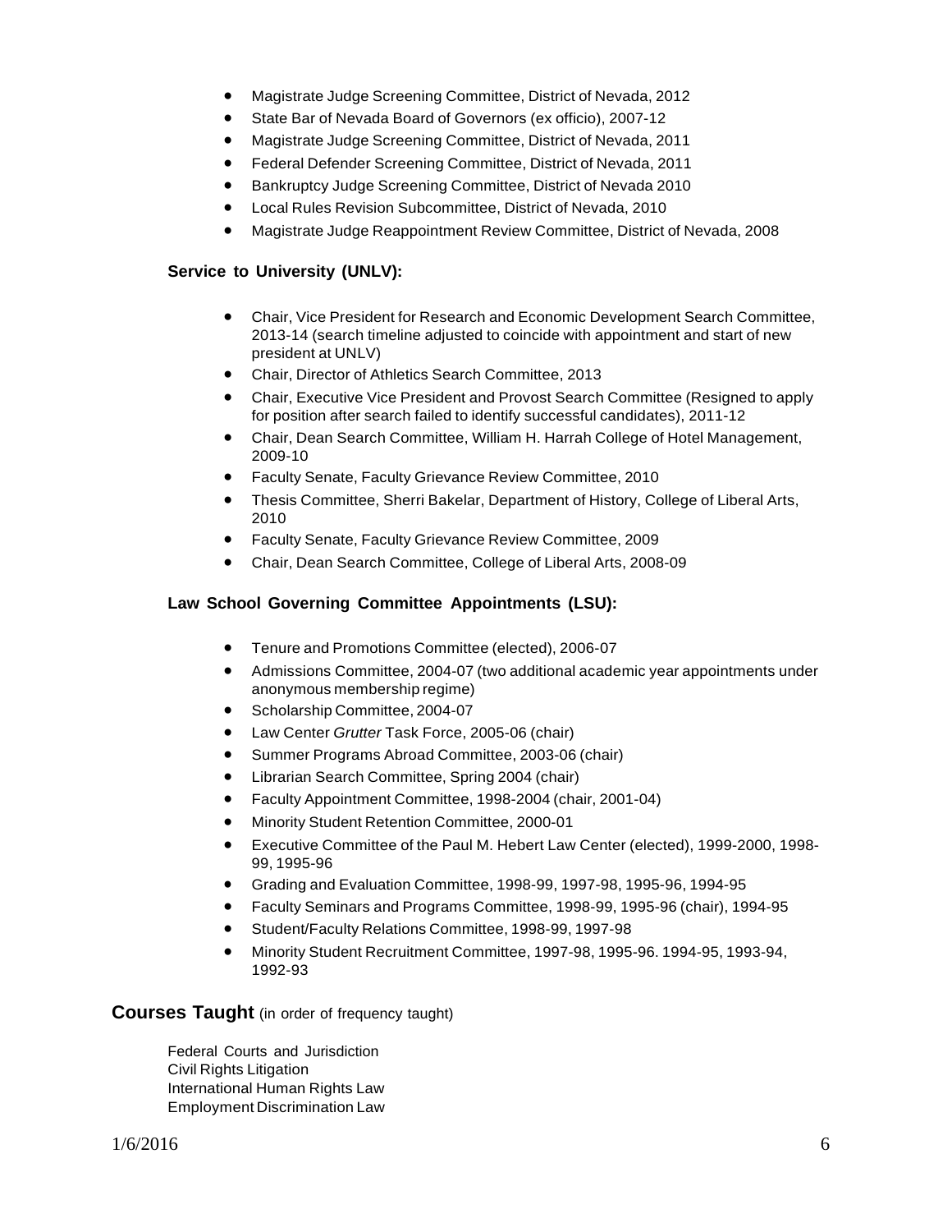- Magistrate Judge Screening Committee, District of Nevada, 2012
- State Bar of Nevada Board of Governors (ex officio), 2007-12
- Magistrate Judge Screening Committee, District of Nevada, 2011
- Federal Defender Screening Committee, District of Nevada, 2011
- Bankruptcy Judge Screening Committee, District of Nevada 2010
- Local Rules Revision Subcommittee, District of Nevada, 2010
- Magistrate Judge Reappointment Review Committee, District of Nevada, 2008

**Service to University (UNLV):**

- Chair, Vice President for Research and Economic Development Search Committee, 2013-14 (search timeline adjusted to coincide with appointment and start of new president at UNLV)
- Chair, Director of Athletics Search Committee, 2013
- Chair, Executive Vice President and Provost Search Committee (Resigned to apply for position after search failed to identify successful candidates), 2011-12
- Chair, Dean Search Committee, William H. Harrah College of Hotel Management, 2009-10
- Faculty Senate, Faculty Grievance Review Committee, 2010
- Thesis Committee, Sherri Bakelar, Department of History, College of Liberal Arts, 2010
- Faculty Senate, Faculty Grievance Review Committee, 2009
- Chair, Dean Search Committee, College of Liberal Arts, 2008-09

**Law School Governing Committee Appointments (LSU):**

- Tenure and Promotions Committee (elected), 2006-07
- Admissions Committee, 2004-07 (two additional academic year appointments under anonymous membership regime)
- Scholarship Committee, 2004-07
- Law Center *Grutter* Task Force, 2005-06 (chair)
- Summer Programs Abroad Committee, 2003-06 (chair)
- Librarian Search Committee, Spring 2004 (chair)
- Faculty Appointment Committee, 1998-2004 (chair, 2001-04)
- Minority Student Retention Committee, 2000-01
- Executive Committee of the Paul M. Hebert Law Center (elected), 1999-2000, 1998-99, 1995-96
- Grading and Evaluation Committee, 1998-99, 1997-98, 1995-96, 1994-95
- Faculty Seminars and Programs Committee, 1998-99, 1995-96 (chair), 1994-95
- Student/Faculty Relations Committee, 1998-99, 1997-98
- Minority Student Recruitment Committee, 1997-98, 1995-96. 1994-95, 1993-94, 1992-93

## Courses Taught (in order of frequency taught)

Federal Courts and Jurisdiction
Civil Rights Litigation
International Human Rights Law
Employment Discrimination Law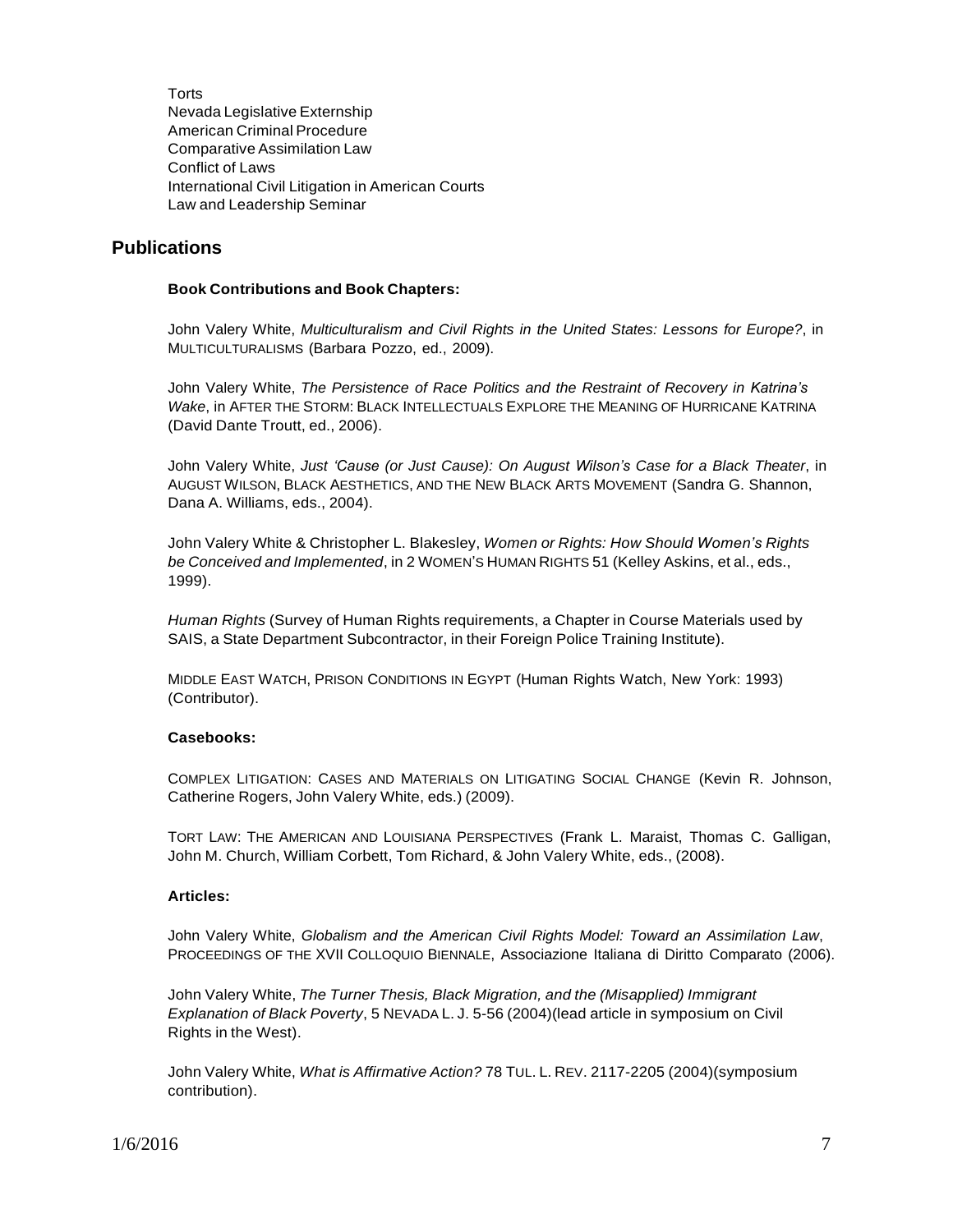Torts
Nevada Legislative Externship
American Criminal Procedure
Comparative Assimilation Law
Conflict of Laws
International Civil Litigation in American Courts
Law and Leadership Seminar

## Publications

**Book Contributions and Book Chapters:**

John Valery White, *Multiculturalism and Civil Rights in the United States: Lessons for Europe?*, in MULTICULTURALISMS (Barbara Pozzo, ed., 2009).

John Valery White, *The Persistence of Race Politics and the Restraint of Recovery in Katrina's Wake*, in AFTER THE STORM: BLACK INTELLECTUALS EXPLORE THE MEANING OF HURRICANE KATRINA (David Dante Troutt, ed., 2006).

John Valery White, *Just 'Cause (or Just Cause): On August Wilson's Case for a Black Theater*, in AUGUST WILSON, BLACK AESTHETICS, AND THE NEW BLACK ARTS MOVEMENT (Sandra G. Shannon, Dana A. Williams, eds., 2004).

John Valery White & Christopher L. Blakesley, *Women or Rights: How Should Women's Rights be Conceived and Implemented*, in 2 WOMEN'S HUMAN RIGHTS 51 (Kelley Askins, et al., eds., 1999).

*Human Rights* (Survey of Human Rights requirements, a Chapter in Course Materials used by SAIS, a State Department Subcontractor, in their Foreign Police Training Institute).

MIDDLE EAST WATCH, PRISON CONDITIONS IN EGYPT (Human Rights Watch, New York: 1993) (Contributor).

**Casebooks:**

COMPLEX LITIGATION: CASES AND MATERIALS ON LITIGATING SOCIAL CHANGE (Kevin R. Johnson, Catherine Rogers, John Valery White, eds.) (2009).

TORT LAW: THE AMERICAN AND LOUISIANA PERSPECTIVES (Frank L. Maraist, Thomas C. Galligan, John M. Church, William Corbett, Tom Richard, & John Valery White, eds., (2008).

**Articles:**

John Valery White, *Globalism and the American Civil Rights Model: Toward an Assimilation Law*, PROCEEDINGS OF THE XVII COLLOQUIO BIENNALE, Associazione Italiana di Diritto Comparato (2006).

John Valery White, *The Turner Thesis, Black Migration, and the (Misapplied) Immigrant Explanation of Black Poverty*, 5 NEVADA L. J. 5-56 (2004)(lead article in symposium on Civil Rights in the West).

John Valery White, *What is Affirmative Action?* 78 TUL. L. REV. 2117-2205 (2004)(symposium contribution).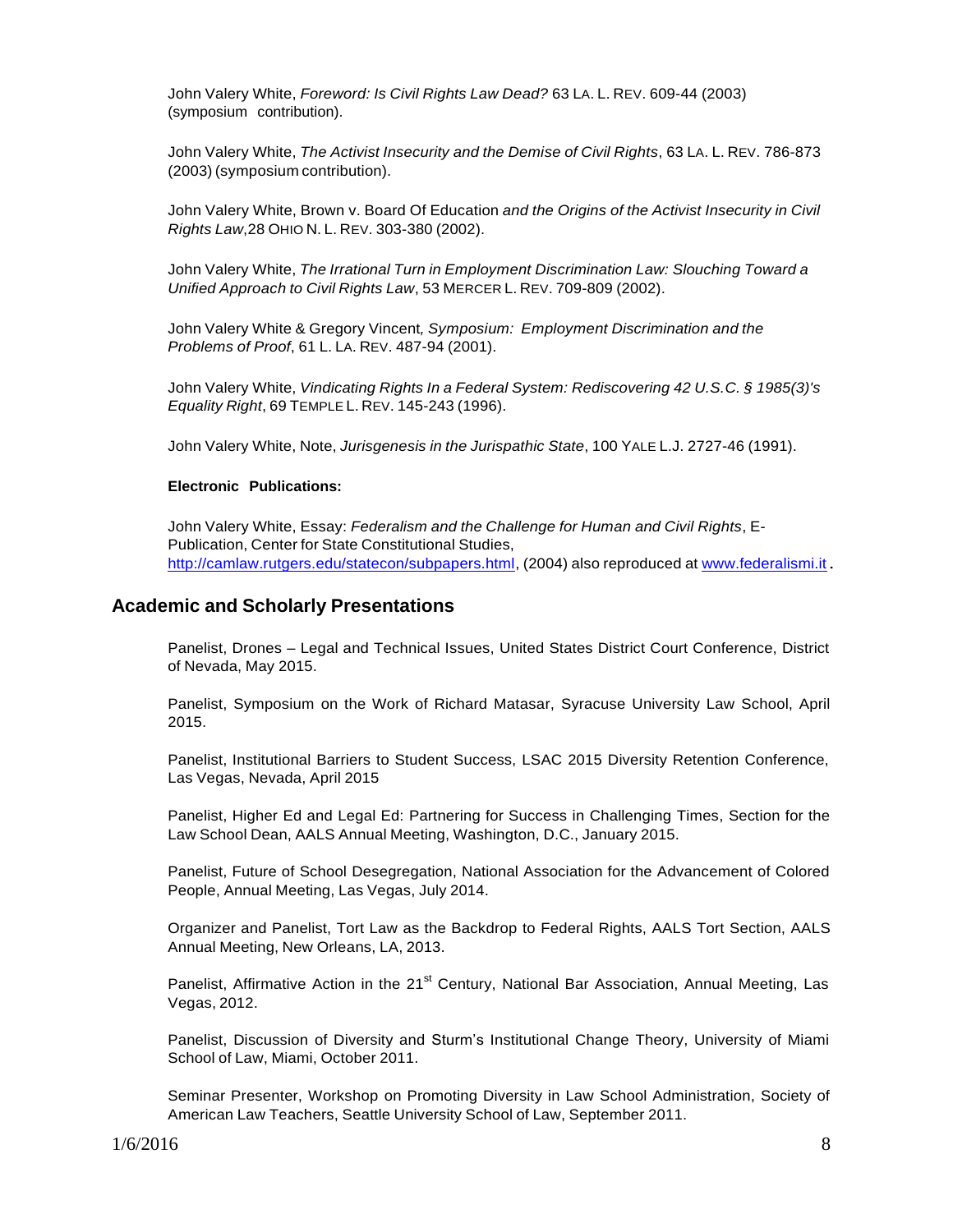John Valery White, *Foreword: Is Civil Rights Law Dead?* 63 LA. L. REV. 609-44 (2003) (symposium contribution).

John Valery White, *The Activist Insecurity and the Demise of Civil Rights*, 63 LA. L. REV. 786-873 (2003) (symposium contribution).

John Valery White, Brown v. Board Of Education *and the Origins of the Activist Insecurity in Civil Rights Law*,28 OHIO N. L. REV. 303-380 (2002).

John Valery White, *The Irrational Turn in Employment Discrimination Law: Slouching Toward a Unified Approach to Civil Rights Law*, 53 MERCER L. REV. 709-809 (2002).

John Valery White & Gregory Vincent*, Symposium: Employment Discrimination and the Problems of Proof*, 61 L. LA. REV. 487-94 (2001).

John Valery White, *Vindicating Rights In a Federal System: Rediscovering 42 U.S.C. § 1985(3)'s Equality Right*, 69 TEMPLE L. REV. 145-243 (1996).

John Valery White, Note, *Jurisgenesis in the Jurispathic State*, 100 YALE L.J. 2727-46 (1991).

**Electronic Publications:**

John Valery White, Essay: *Federalism and the Challenge for Human and Civil Rights*, E-Publication, Center for State Constitutional Studies, http://camlaw.rutgers.edu/statecon/subpapers.html, (2004) also reproduced at www.federalismi.it.

## Academic and Scholarly Presentations

Panelist, Drones – Legal and Technical Issues, United States District Court Conference, District of Nevada, May 2015.

Panelist, Symposium on the Work of Richard Matasar, Syracuse University Law School, April 2015.

Panelist, Institutional Barriers to Student Success, LSAC 2015 Diversity Retention Conference, Las Vegas, Nevada, April 2015

Panelist, Higher Ed and Legal Ed: Partnering for Success in Challenging Times, Section for the Law School Dean, AALS Annual Meeting, Washington, D.C., January 2015.

Panelist, Future of School Desegregation, National Association for the Advancement of Colored People, Annual Meeting, Las Vegas, July 2014.

Organizer and Panelist, Tort Law as the Backdrop to Federal Rights, AALS Tort Section, AALS Annual Meeting, New Orleans, LA, 2013.

Panelist, Affirmative Action in the 21st Century, National Bar Association, Annual Meeting, Las Vegas, 2012.

Panelist, Discussion of Diversity and Sturm's Institutional Change Theory, University of Miami School of Law, Miami, October 2011.

Seminar Presenter, Workshop on Promoting Diversity in Law School Administration, Society of American Law Teachers, Seattle University School of Law, September 2011.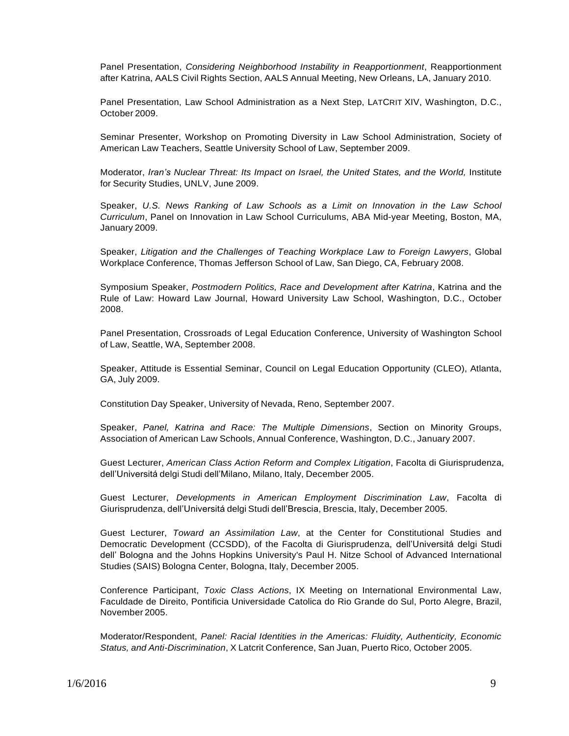Panel Presentation, *Considering Neighborhood Instability in Reapportionment*, Reapportionment after Katrina, AALS Civil Rights Section, AALS Annual Meeting, New Orleans, LA, January 2010.

Panel Presentation, Law School Administration as a Next Step, LATCRIT XIV, Washington, D.C., October 2009.

Seminar Presenter, Workshop on Promoting Diversity in Law School Administration, Society of American Law Teachers, Seattle University School of Law, September 2009.

Moderator, *Iran's Nuclear Threat: Its Impact on Israel, the United States, and the World,* Institute for Security Studies, UNLV, June 2009.

Speaker, *U.S. News Ranking of Law Schools as a Limit on Innovation in the Law School Curriculum*, Panel on Innovation in Law School Curriculums, ABA Mid-year Meeting, Boston, MA, January 2009.

Speaker, *Litigation and the Challenges of Teaching Workplace Law to Foreign Lawyers*, Global Workplace Conference, Thomas Jefferson School of Law, San Diego, CA, February 2008.

Symposium Speaker, *Postmodern Politics, Race and Development after Katrina*, Katrina and the Rule of Law: Howard Law Journal, Howard University Law School, Washington, D.C., October 2008.

Panel Presentation, Crossroads of Legal Education Conference, University of Washington School of Law, Seattle, WA, September 2008.

Speaker, Attitude is Essential Seminar, Council on Legal Education Opportunity (CLEO), Atlanta, GA, July 2009.

Constitution Day Speaker, University of Nevada, Reno, September 2007.

Speaker, *Panel, Katrina and Race: The Multiple Dimensions*, Section on Minority Groups, Association of American Law Schools, Annual Conference, Washington, D.C., January 2007.

Guest Lecturer, *American Class Action Reform and Complex Litigation*, Facolta di Giurisprudenza, dell'Universitá delgi Studi dell'Milano, Milano, Italy, December 2005.

Guest Lecturer, *Developments in American Employment Discrimination Law*, Facolta di Giurisprudenza, dell'Universitá delgi Studi dell'Brescia, Brescia, Italy, December 2005.

Guest Lecturer, *Toward an Assimilation Law*, at the Center for Constitutional Studies and Democratic Development (CCSDD), of the Facolta di Giurisprudenza, dell'Universitá delgi Studi dell' Bologna and the Johns Hopkins University's Paul H. Nitze School of Advanced International Studies (SAIS) Bologna Center, Bologna, Italy, December 2005.

Conference Participant, *Toxic Class Actions*, IX Meeting on International Environmental Law, Faculdade de Direito, Pontificia Universidade Catolica do Rio Grande do Sul, Porto Alegre, Brazil, November 2005.

Moderator/Respondent, *Panel: Racial Identities in the Americas: Fluidity, Authenticity, Economic Status, and Anti-Discrimination*, X Latcrit Conference, San Juan, Puerto Rico, October 2005.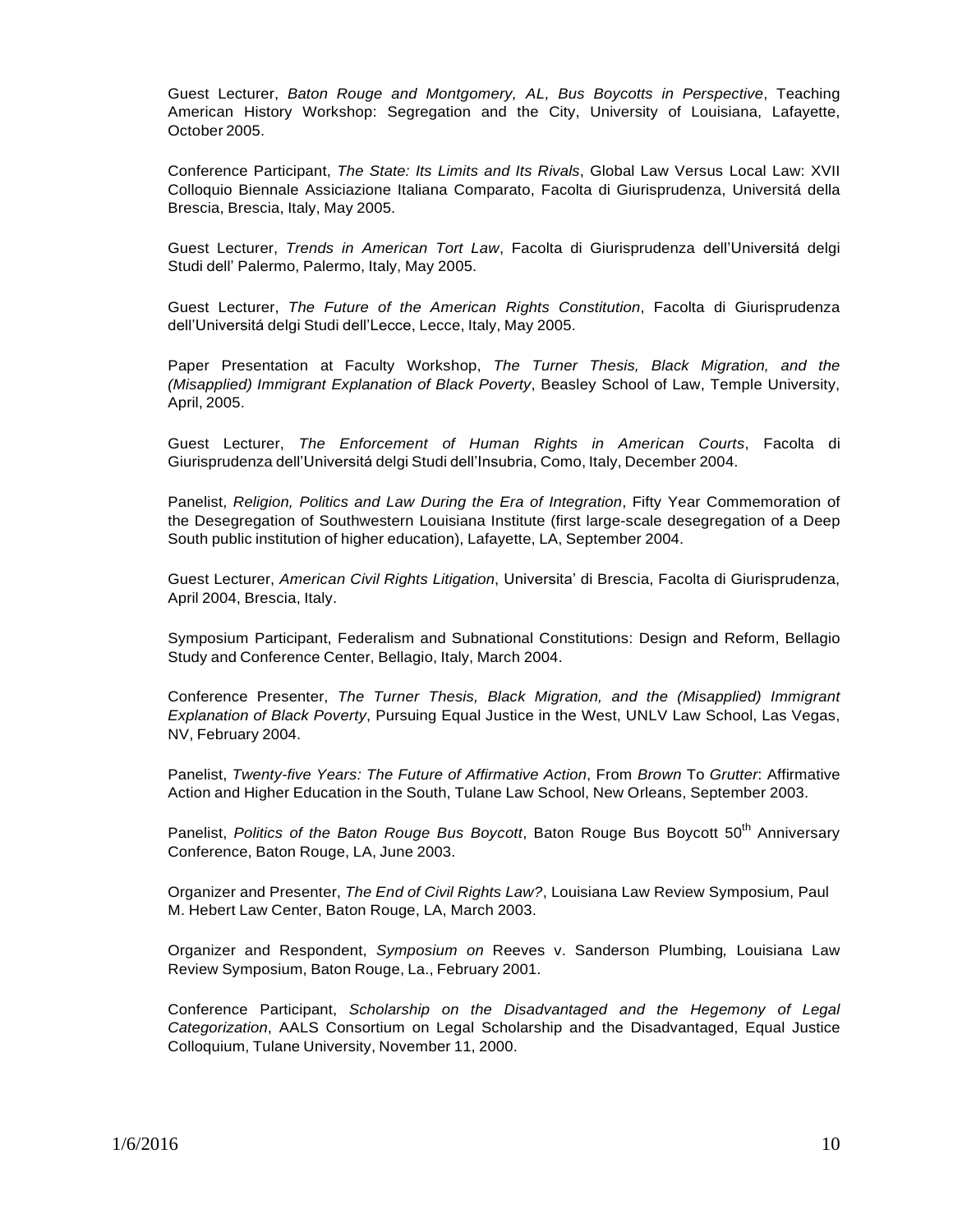Guest Lecturer, *Baton Rouge and Montgomery, AL, Bus Boycotts in Perspective*, Teaching American History Workshop: Segregation and the City, University of Louisiana, Lafayette, October 2005.

Conference Participant, *The State: Its Limits and Its Rivals*, Global Law Versus Local Law: XVII Colloquio Biennale Assiciazione Italiana Comparato, Facolta di Giurisprudenza, Universitá della Brescia, Brescia, Italy, May 2005.

Guest Lecturer, *Trends in American Tort Law*, Facolta di Giurisprudenza dell'Universitá delgi Studi dell' Palermo, Palermo, Italy, May 2005.

Guest Lecturer, *The Future of the American Rights Constitution*, Facolta di Giurisprudenza dell'Universitá delgi Studi dell'Lecce, Lecce, Italy, May 2005.

Paper Presentation at Faculty Workshop, *The Turner Thesis, Black Migration, and the (Misapplied) Immigrant Explanation of Black Poverty*, Beasley School of Law, Temple University, April, 2005.

Guest Lecturer, *The Enforcement of Human Rights in American Courts*, Facolta di Giurisprudenza dell'Universitá delgi Studi dell'Insubria, Como, Italy, December 2004.

Panelist, *Religion, Politics and Law During the Era of Integration*, Fifty Year Commemoration of the Desegregation of Southwestern Louisiana Institute (first large-scale desegregation of a Deep South public institution of higher education), Lafayette, LA, September 2004.

Guest Lecturer, *American Civil Rights Litigation*, Universita' di Brescia, Facolta di Giurisprudenza, April 2004, Brescia, Italy.

Symposium Participant, Federalism and Subnational Constitutions: Design and Reform, Bellagio Study and Conference Center, Bellagio, Italy, March 2004.

Conference Presenter, *The Turner Thesis, Black Migration, and the (Misapplied) Immigrant Explanation of Black Poverty*, Pursuing Equal Justice in the West, UNLV Law School, Las Vegas, NV, February 2004.

Panelist, *Twenty-five Years: The Future of Affirmative Action*, From *Brown* To *Grutter*: Affirmative Action and Higher Education in the South, Tulane Law School, New Orleans, September 2003.

Panelist, *Politics of the Baton Rouge Bus Boycott*, Baton Rouge Bus Boycott 50th Anniversary Conference, Baton Rouge, LA, June 2003.

Organizer and Presenter, *The End of Civil Rights Law?*, Louisiana Law Review Symposium, Paul M. Hebert Law Center, Baton Rouge, LA, March 2003.

Organizer and Respondent, *Symposium on* Reeves v. Sanderson Plumbing*,* Louisiana Law Review Symposium, Baton Rouge, La., February 2001.

Conference Participant, *Scholarship on the Disadvantaged and the Hegemony of Legal Categorization*, AALS Consortium on Legal Scholarship and the Disadvantaged, Equal Justice Colloquium, Tulane University, November 11, 2000.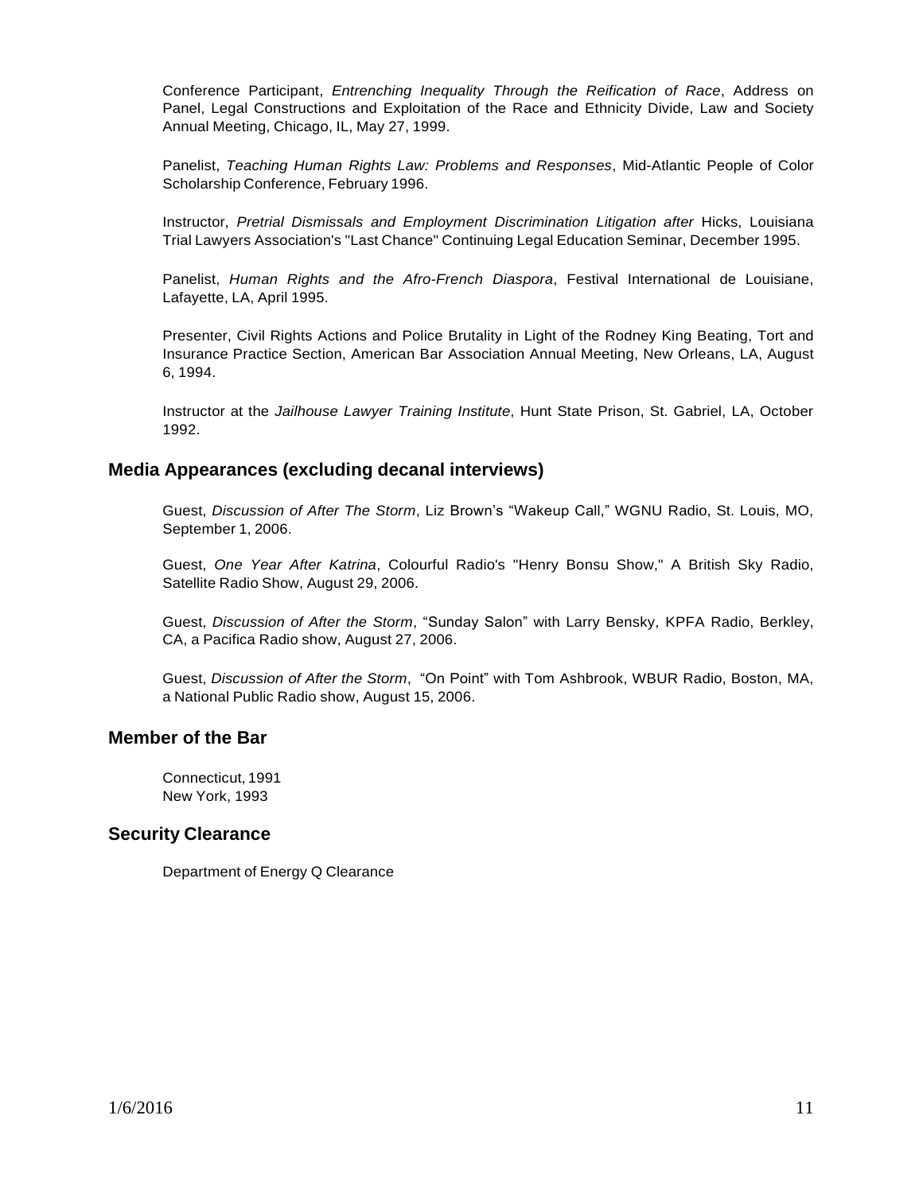Conference Participant, *Entrenching Inequality Through the Reification of Race*, Address on Panel, Legal Constructions and Exploitation of the Race and Ethnicity Divide, Law and Society Annual Meeting, Chicago, IL, May 27, 1999.

Panelist, *Teaching Human Rights Law: Problems and Responses*, Mid-Atlantic People of Color Scholarship Conference, February 1996.

Instructor, *Pretrial Dismissals and Employment Discrimination Litigation after* Hicks, Louisiana Trial Lawyers Association's "Last Chance" Continuing Legal Education Seminar, December 1995.

Panelist, *Human Rights and the Afro-French Diaspora*, Festival International de Louisiane, Lafayette, LA, April 1995.

Presenter, Civil Rights Actions and Police Brutality in Light of the Rodney King Beating, Tort and Insurance Practice Section, American Bar Association Annual Meeting, New Orleans, LA, August 6, 1994.

Instructor at the *Jailhouse Lawyer Training Institute*, Hunt State Prison, St. Gabriel, LA, October 1992.

## Media Appearances (excluding decanal interviews)

Guest, *Discussion of After The Storm*, Liz Brown's "Wakeup Call," WGNU Radio, St. Louis, MO, September 1, 2006.

Guest, *One Year After Katrina*, Colourful Radio's "Henry Bonsu Show," A British Sky Radio, Satellite Radio Show, August 29, 2006.

Guest, *Discussion of After the Storm*, "Sunday Salon" with Larry Bensky, KPFA Radio, Berkley, CA, a Pacifica Radio show, August 27, 2006.

Guest, *Discussion of After the Storm*, "On Point" with Tom Ashbrook, WBUR Radio, Boston, MA, a National Public Radio show, August 15, 2006.

## Member of the Bar

Connecticut, 1991
New York, 1993

## Security Clearance

Department of Energy Q Clearance